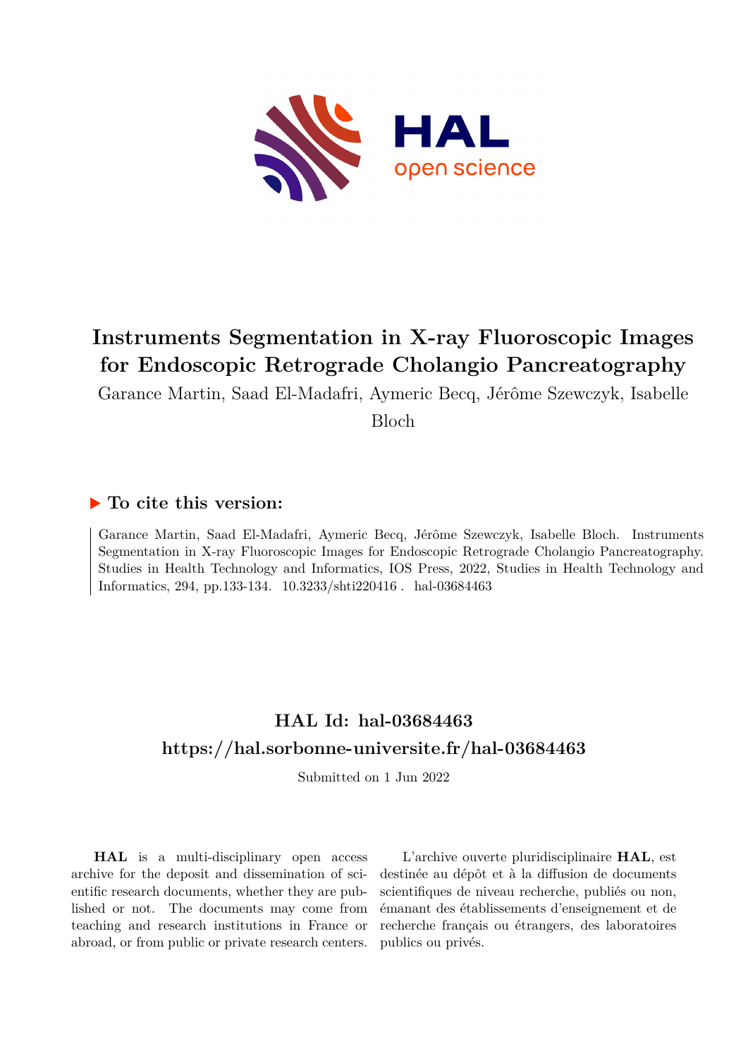# Instruments Segmentation in X-ray Fluoroscopic Images for Endoscopic Retrograde Cholangio Pancreatography

Garance Martin, Saad El-Madafri, Aymeric Becq, Jérôme Szewczyk, Isabelle Bloch

## ▶ To cite this version:

Garance Martin, Saad El-Madafri, Aymeric Becq, Jérôme Szewczyk, Isabelle Bloch. Instruments Segmentation in X-ray Fluoroscopic Images for Endoscopic Retrograde Cholangio Pancreatography. Studies in Health Technology and Informatics, IOS Press, 2022, Studies in Health Technology and Informatics, 294, pp.133-134. 10.3233/shti220416 . hal-03684463

## HAL Id: hal-03684463
## https://hal.sorbonne-universite.fr/hal-03684463

Submitted on 1 Jun 2022

**HAL** is a multi-disciplinary open access archive for the deposit and dissemination of scientific research documents, whether they are published or not. The documents may come from teaching and research institutions in France or abroad, or from public or private research centers.

L'archive ouverte pluridisciplinaire **HAL**, est destinée au dépôt et à la diffusion de documents scientifiques de niveau recherche, publiés ou non, émanant des établissements d'enseignement et de recherche français ou étrangers, des laboratoires publics ou privés.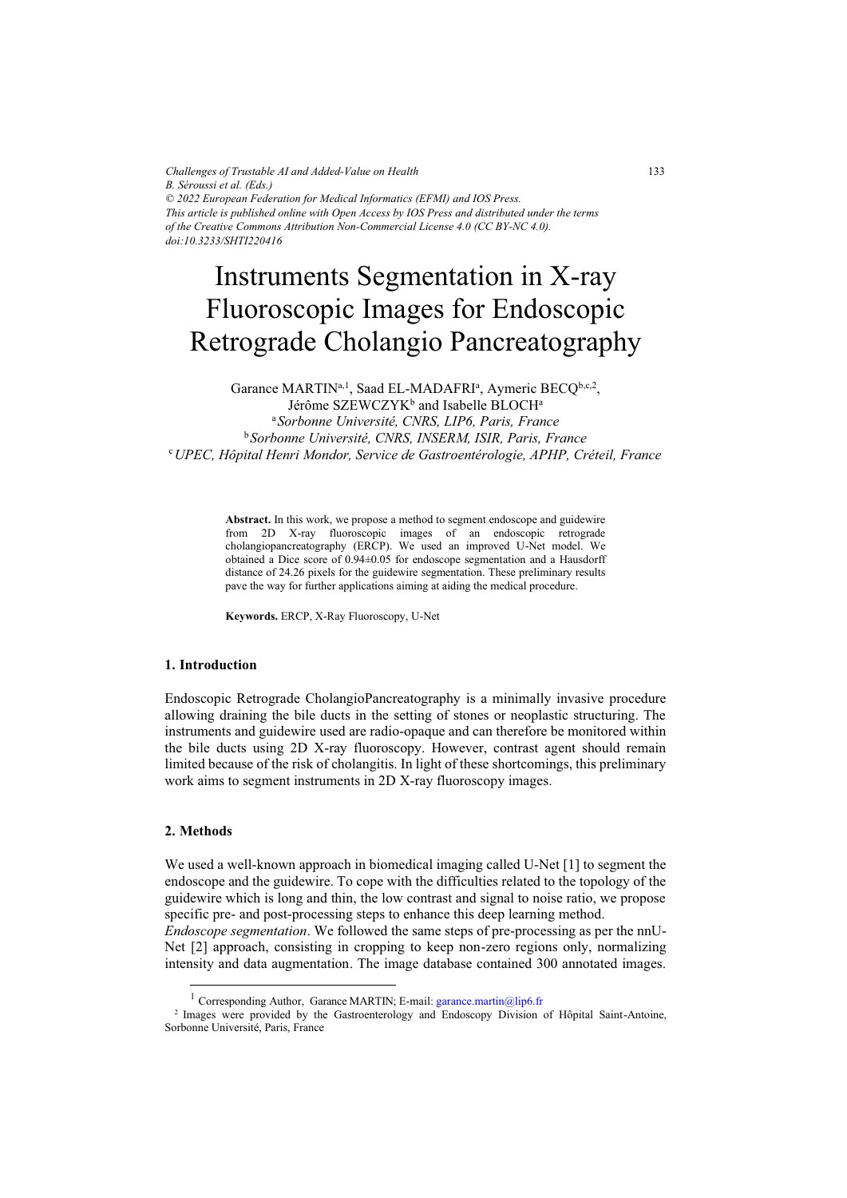Challenges of Trustable AI and Added-Value on Health
B. Séroussi et al. (Eds.)
© 2022 European Federation for Medical Informatics (EFMI) and IOS Press.
This article is published online with Open Access by IOS Press and distributed under the terms of the Creative Commons Attribution Non-Commercial License 4.0 (CC BY-NC 4.0).
doi:10.3233/SHTI220416

# Instruments Segmentation in X-ray Fluoroscopic Images for Endoscopic Retrograde Cholangio Pancreatography

Garance MARTIN[a,1], Saad EL-MADAFRI[a], Aymeric BECQ[b,c,2], Jérôme SZEWCZYK[b] and Isabelle BLOCH[a]

[a] *Sorbonne Université, CNRS, LIP6, Paris, France*
[b] *Sorbonne Université, CNRS, INSERM, ISIR, Paris, France*
[c] *UPEC, Hôpital Henri Mondor, Service de Gastroentérologie, APHP, Créteil, France*

**Abstract.** In this work, we propose a method to segment endoscope and guidewire from 2D X-ray fluoroscopic images of an endoscopic retrograde cholangiopancreatography (ERCP). We used an improved U-Net model. We obtained a Dice score of 0.94±0.05 for endoscope segmentation and a Hausdorff distance of 24.26 pixels for the guidewire segmentation. These preliminary results pave the way for further applications aiming at aiding the medical procedure.

**Keywords.** ERCP, X-Ray Fluoroscopy, U-Net

## 1. Introduction

Endoscopic Retrograde CholangioPancreatography is a minimally invasive procedure allowing draining the bile ducts in the setting of stones or neoplastic structuring. The instruments and guidewire used are radio-opaque and can therefore be monitored within the bile ducts using 2D X-ray fluoroscopy. However, contrast agent should remain limited because of the risk of cholangitis. In light of these shortcomings, this preliminary work aims to segment instruments in 2D X-ray fluoroscopy images.

## 2. Methods

We used a well-known approach in biomedical imaging called U-Net [1] to segment the endoscope and the guidewire. To cope with the difficulties related to the topology of the guidewire which is long and thin, the low contrast and signal to noise ratio, we propose specific pre- and post-processing steps to enhance this deep learning method.

*Endoscope segmentation*. We followed the same steps of pre-processing as per the nnU-Net [2] approach, consisting in cropping to keep non-zero regions only, normalizing intensity and data augmentation. The image database contained 300 annotated images.

---

[1] Corresponding Author, Garance MARTIN; E-mail: garance.martin@lip6.fr

[2] Images were provided by the Gastroenterology and Endoscopy Division of Hôpital Saint-Antoine, Sorbonne Université, Paris, France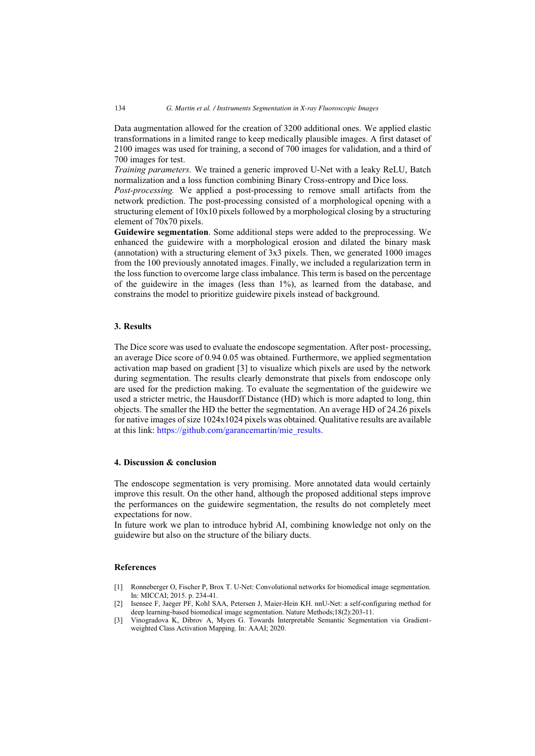Data augmentation allowed for the creation of 3200 additional ones. We applied elastic transformations in a limited range to keep medically plausible images. A first dataset of 2100 images was used for training, a second of 700 images for validation, and a third of 700 images for test.

*Training parameters.* We trained a generic improved U-Net with a leaky ReLU, Batch normalization and a loss function combining Binary Cross-entropy and Dice loss.

*Post-processing.* We applied a post-processing to remove small artifacts from the network prediction. The post-processing consisted of a morphological opening with a structuring element of 10x10 pixels followed by a morphological closing by a structuring element of 70x70 pixels.

**Guidewire segmentation**. Some additional steps were added to the preprocessing. We enhanced the guidewire with a morphological erosion and dilated the binary mask (annotation) with a structuring element of 3x3 pixels. Then, we generated 1000 images from the 100 previously annotated images. Finally, we included a regularization term in the loss function to overcome large class imbalance. This term is based on the percentage of the guidewire in the images (less than 1%), as learned from the database, and constrains the model to prioritize guidewire pixels instead of background.

## 3. Results

The Dice score was used to evaluate the endoscope segmentation. After post- processing, an average Dice score of 0.94 0.05 was obtained. Furthermore, we applied segmentation activation map based on gradient [3] to visualize which pixels are used by the network during segmentation. The results clearly demonstrate that pixels from endoscope only are used for the prediction making. To evaluate the segmentation of the guidewire we used a stricter metric, the Hausdorff Distance (HD) which is more adapted to long, thin objects. The smaller the HD the better the segmentation. An average HD of 24.26 pixels for native images of size 1024x1024 pixels was obtained. Qualitative results are available at this link: https://github.com/garancemartin/mie_results.

## 4. Discussion & conclusion

The endoscope segmentation is very promising. More annotated data would certainly improve this result. On the other hand, although the proposed additional steps improve the performances on the guidewire segmentation, the results do not completely meet expectations for now.

In future work we plan to introduce hybrid AI, combining knowledge not only on the guidewire but also on the structure of the biliary ducts.

## References

[1] Ronneberger O, Fischer P, Brox T. U-Net: Convolutional networks for biomedical image segmentation. In: MICCAI; 2015. p. 234-41.

[2] Isensee F, Jaeger PF, Kohl SAA, Petersen J, Maier-Hein KH. nnU-Net: a self-configuring method for deep learning-based biomedical image segmentation. Nature Methods;18(2):203-11.

[3] Vinogradova K, Dibrov A, Myers G. Towards Interpretable Semantic Segmentation via Gradient-weighted Class Activation Mapping. In: AAAI; 2020.